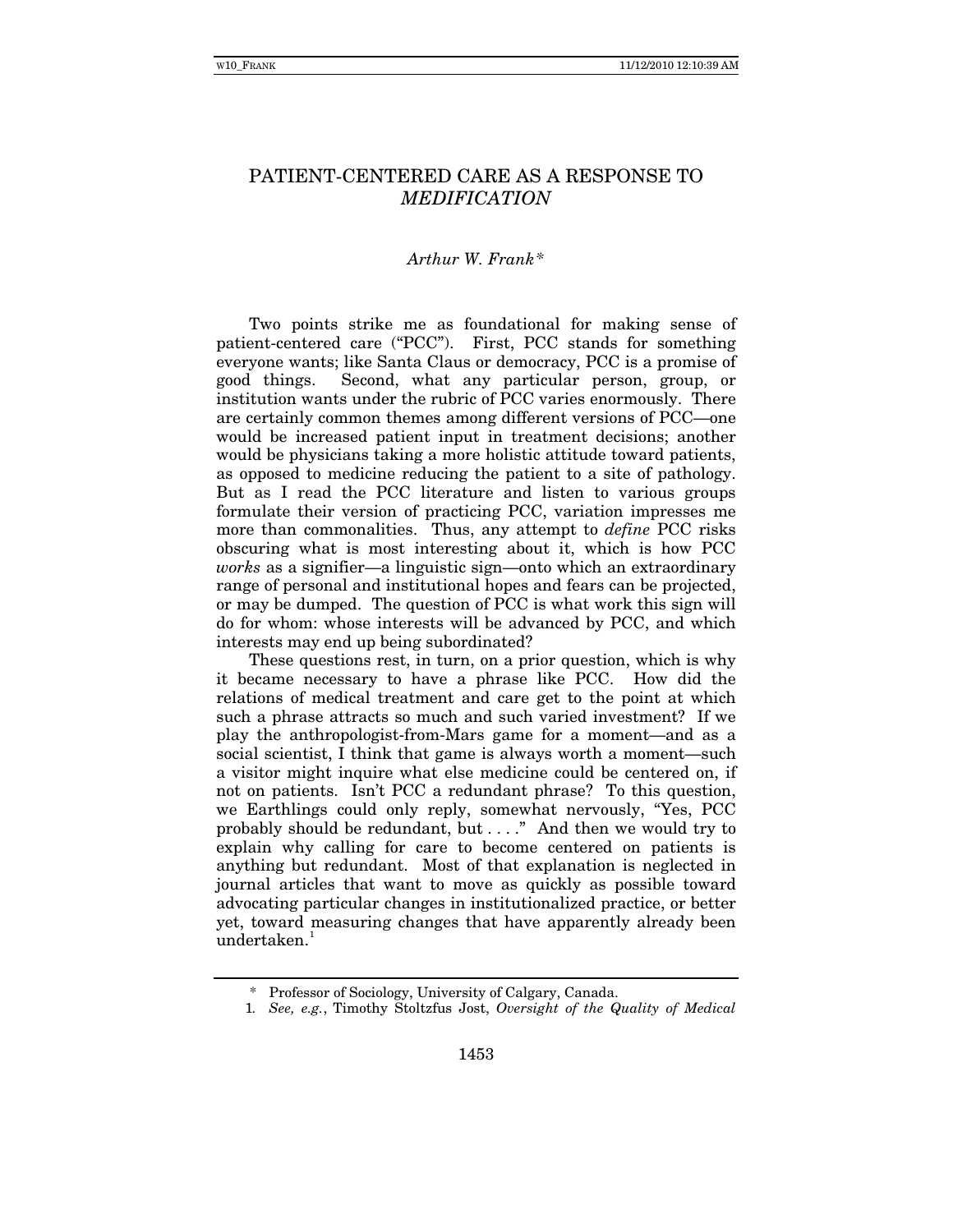# PATIENT-CENTERED CARE AS A RESPONSE TO *MEDIFICATION*

*Arthur W. Frank\**

Two points strike me as foundational for making sense of patient-centered care ("PCC"). First, PCC stands for something everyone wants; like Santa Claus or democracy, PCC is a promise of good things. Second, what any particular person, group, or institution wants under the rubric of PCC varies enormously. There are certainly common themes among different versions of PCC—one would be increased patient input in treatment decisions; another would be physicians taking a more holistic attitude toward patients, as opposed to medicine reducing the patient to a site of pathology. But as I read the PCC literature and listen to various groups formulate their version of practicing PCC, variation impresses me more than commonalities. Thus, any attempt to *define* PCC risks obscuring what is most interesting about it, which is how PCC *works* as a signifier—a linguistic sign—onto which an extraordinary range of personal and institutional hopes and fears can be projected, or may be dumped. The question of PCC is what work this sign will do for whom: whose interests will be advanced by PCC, and which interests may end up being subordinated?

These questions rest, in turn, on a prior question, which is why it became necessary to have a phrase like PCC. How did the relations of medical treatment and care get to the point at which such a phrase attracts so much and such varied investment? If we play the anthropologist-from-Mars game for a moment—and as a social scientist, I think that game is always worth a moment—such a visitor might inquire what else medicine could be centered on, if not on patients. Isn't PCC a redundant phrase? To this question, we Earthlings could only reply, somewhat nervously, "Yes, PCC probably should be redundant, but . . . ." And then we would try to explain why calling for care to become centered on patients is anything but redundant. Most of that explanation is neglected in journal articles that want to move as quickly as possible toward advocating particular changes in institutionalized practice, or better yet, toward measuring changes that have apparently already been undertaken.[1]

---

\* Professor of Sociology, University of Calgary, Canada.

1. *See, e.g.*, Timothy Stoltzfus Jost, *Oversight of the Quality of Medical*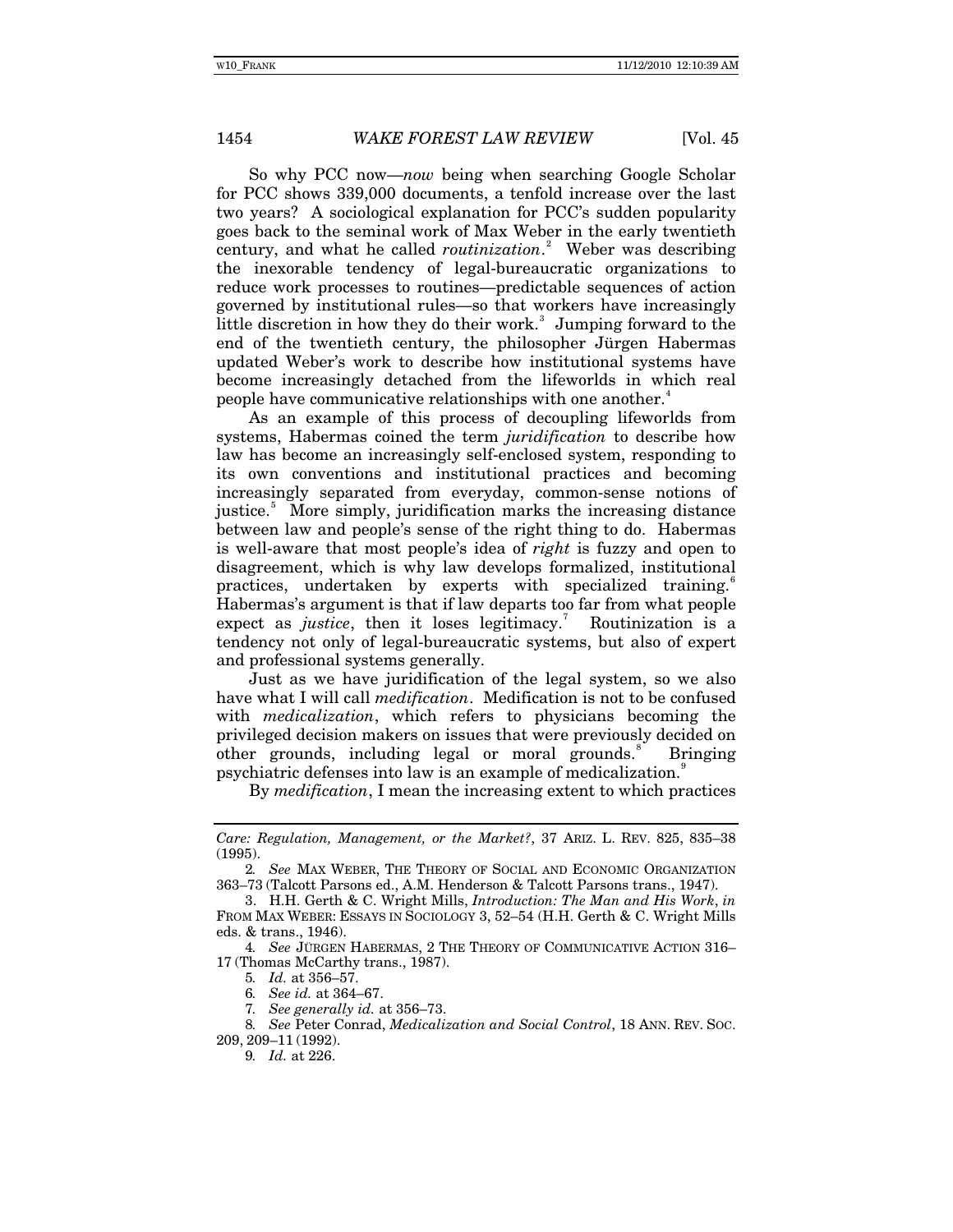So why PCC now—*now* being when searching Google Scholar for PCC shows 339,000 documents, a tenfold increase over the last two years? A sociological explanation for PCC's sudden popularity goes back to the seminal work of Max Weber in the early twentieth century, and what he called *routinization*.[2] Weber was describing the inexorable tendency of legal-bureaucratic organizations to reduce work processes to routines—predictable sequences of action governed by institutional rules—so that workers have increasingly little discretion in how they do their work.[3] Jumping forward to the end of the twentieth century, the philosopher Jürgen Habermas updated Weber's work to describe how institutional systems have become increasingly detached from the lifeworlds in which real people have communicative relationships with one another.[4]

As an example of this process of decoupling lifeworlds from systems, Habermas coined the term *juridification* to describe how law has become an increasingly self-enclosed system, responding to its own conventions and institutional practices and becoming increasingly separated from everyday, common-sense notions of justice.[5] More simply, juridification marks the increasing distance between law and people's sense of the right thing to do. Habermas is well-aware that most people's idea of *right* is fuzzy and open to disagreement, which is why law develops formalized, institutional practices, undertaken by experts with specialized training.[6] Habermas's argument is that if law departs too far from what people expect as *justice*, then it loses legitimacy.[7] Routinization is a tendency not only of legal-bureaucratic systems, but also of expert and professional systems generally.

Just as we have juridification of the legal system, so we also have what I will call *medification*. Medification is not to be confused with *medicalization*, which refers to physicians becoming the privileged decision makers on issues that were previously decided on other grounds, including legal or moral grounds.[8] Bringing psychiatric defenses into law is an example of medicalization.[9]

By *medification*, I mean the increasing extent to which practices

---

*Care: Regulation, Management, or the Market?*, 37 ARIZ. L. REV. 825, 835–38 (1995).

2. *See* MAX WEBER, THE THEORY OF SOCIAL AND ECONOMIC ORGANIZATION 363–73 (Talcott Parsons ed., A.M. Henderson & Talcott Parsons trans., 1947).

3. H.H. Gerth & C. Wright Mills, *Introduction: The Man and His Work*, *in* FROM MAX WEBER: ESSAYS IN SOCIOLOGY 3, 52–54 (H.H. Gerth & C. Wright Mills eds. & trans., 1946).

4. *See* JÜRGEN HABERMAS, 2 THE THEORY OF COMMUNICATIVE ACTION 316–17 (Thomas McCarthy trans., 1987).

5. *Id.* at 356–57.

6. *See id.* at 364–67.

7. *See generally id.* at 356–73.

8. *See* Peter Conrad, *Medicalization and Social Control*, 18 ANN. REV. SOC. 209, 209–11 (1992).

9. *Id.* at 226.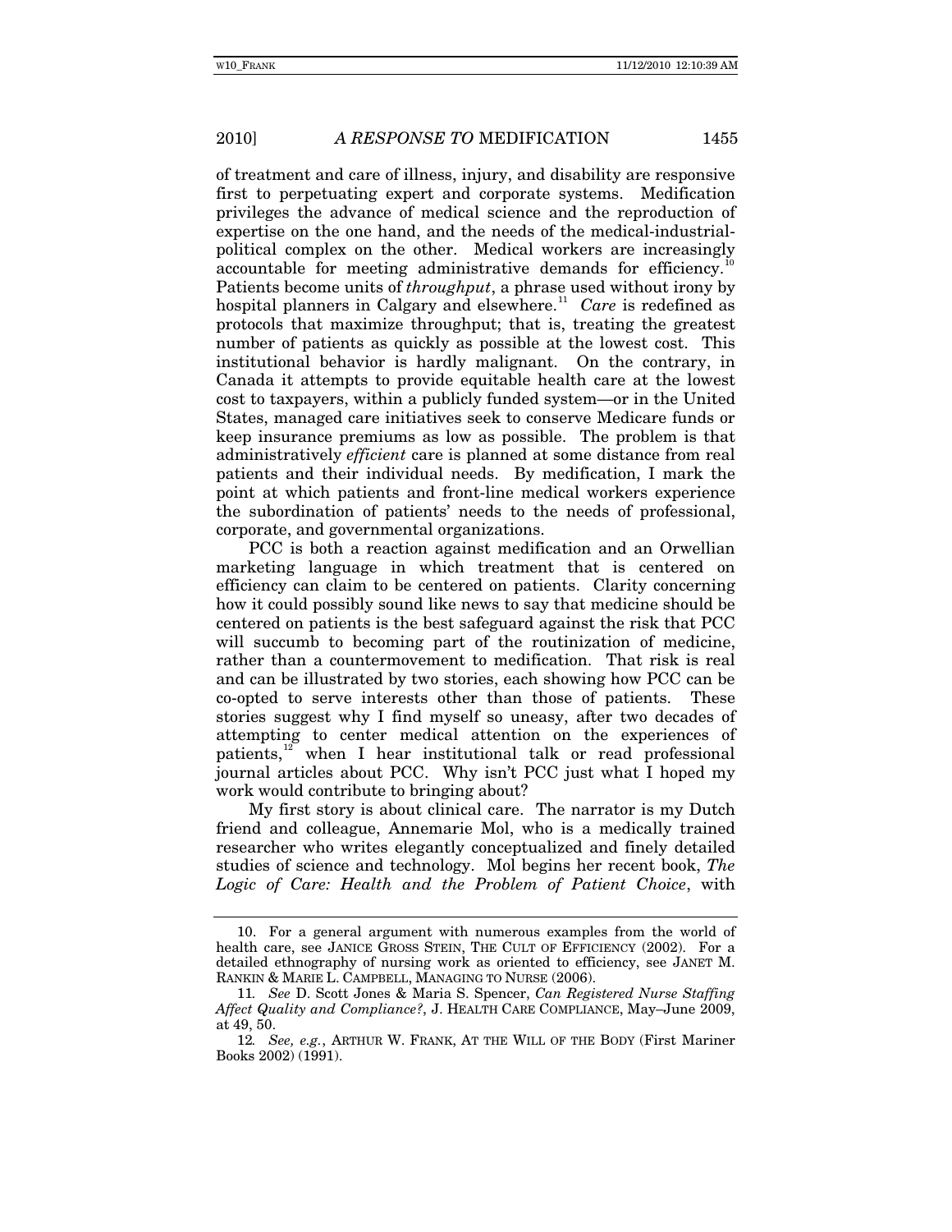of treatment and care of illness, injury, and disability are responsive first to perpetuating expert and corporate systems. Medification privileges the advance of medical science and the reproduction of expertise on the one hand, and the needs of the medical-industrial-political complex on the other. Medical workers are increasingly accountable for meeting administrative demands for efficiency.[10] Patients become units of *throughput*, a phrase used without irony by hospital planners in Calgary and elsewhere.[11] *Care* is redefined as protocols that maximize throughput; that is, treating the greatest number of patients as quickly as possible at the lowest cost. This institutional behavior is hardly malignant. On the contrary, in Canada it attempts to provide equitable health care at the lowest cost to taxpayers, within a publicly funded system—or in the United States, managed care initiatives seek to conserve Medicare funds or keep insurance premiums as low as possible. The problem is that administratively *efficient* care is planned at some distance from real patients and their individual needs. By medification, I mark the point at which patients and front-line medical workers experience the subordination of patients' needs to the needs of professional, corporate, and governmental organizations.

PCC is both a reaction against medification and an Orwellian marketing language in which treatment that is centered on efficiency can claim to be centered on patients. Clarity concerning how it could possibly sound like news to say that medicine should be centered on patients is the best safeguard against the risk that PCC will succumb to becoming part of the routinization of medicine, rather than a countermovement to medification. That risk is real and can be illustrated by two stories, each showing how PCC can be co-opted to serve interests other than those of patients. These stories suggest why I find myself so uneasy, after two decades of attempting to center medical attention on the experiences of patients,[12] when I hear institutional talk or read professional journal articles about PCC. Why isn't PCC just what I hoped my work would contribute to bringing about?

My first story is about clinical care. The narrator is my Dutch friend and colleague, Annemarie Mol, who is a medically trained researcher who writes elegantly conceptualized and finely detailed studies of science and technology. Mol begins her recent book, *The Logic of Care: Health and the Problem of Patient Choice*, with

---

10. For a general argument with numerous examples from the world of health care, see JANICE GROSS STEIN, THE CULT OF EFFICIENCY (2002). For a detailed ethnography of nursing work as oriented to efficiency, see JANET M. RANKIN & MARIE L. CAMPBELL, MANAGING TO NURSE (2006).

11. *See* D. Scott Jones & Maria S. Spencer, *Can Registered Nurse Staffing Affect Quality and Compliance?*, J. HEALTH CARE COMPLIANCE, May–June 2009, at 49, 50.

12. *See, e.g.*, ARTHUR W. FRANK, AT THE WILL OF THE BODY (First Mariner Books 2002) (1991).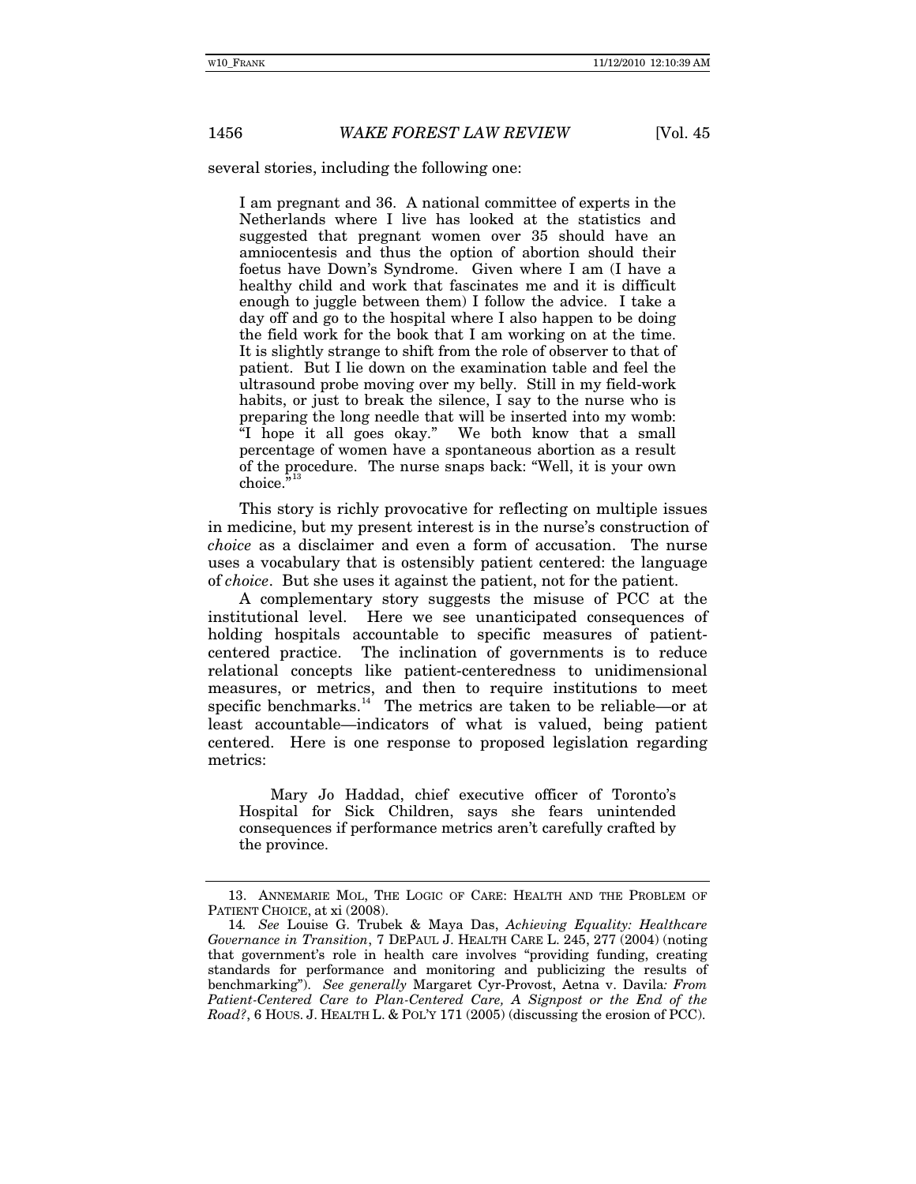several stories, including the following one:

> I am pregnant and 36. A national committee of experts in the Netherlands where I live has looked at the statistics and suggested that pregnant women over 35 should have an amniocentesis and thus the option of abortion should their foetus have Down's Syndrome. Given where I am (I have a healthy child and work that fascinates me and it is difficult enough to juggle between them) I follow the advice. I take a day off and go to the hospital where I also happen to be doing the field work for the book that I am working on at the time. It is slightly strange to shift from the role of observer to that of patient. But I lie down on the examination table and feel the ultrasound probe moving over my belly. Still in my field-work habits, or just to break the silence, I say to the nurse who is preparing the long needle that will be inserted into my womb: "I hope it all goes okay." We both know that a small percentage of women have a spontaneous abortion as a result of the procedure. The nurse snaps back: "Well, it is your own choice."[13]

This story is richly provocative for reflecting on multiple issues in medicine, but my present interest is in the nurse's construction of *choice* as a disclaimer and even a form of accusation. The nurse uses a vocabulary that is ostensibly patient centered: the language of *choice*. But she uses it against the patient, not for the patient.

A complementary story suggests the misuse of PCC at the institutional level. Here we see unanticipated consequences of holding hospitals accountable to specific measures of patient-centered practice. The inclination of governments is to reduce relational concepts like patient-centeredness to unidimensional measures, or metrics, and then to require institutions to meet specific benchmarks.[14] The metrics are taken to be reliable—or at least accountable—indicators of what is valued, being patient centered. Here is one response to proposed legislation regarding metrics:

> Mary Jo Haddad, chief executive officer of Toronto's Hospital for Sick Children, says she fears unintended consequences if performance metrics aren't carefully crafted by the province.

---

13. ANNEMARIE MOL, THE LOGIC OF CARE: HEALTH AND THE PROBLEM OF PATIENT CHOICE, at xi (2008).

14. *See* Louise G. Trubek & Maya Das, *Achieving Equality: Healthcare Governance in Transition*, 7 DEPAUL J. HEALTH CARE L. 245, 277 (2004) (noting that government's role in health care involves "providing funding, creating standards for performance and monitoring and publicizing the results of benchmarking"). *See generally* Margaret Cyr-Provost, Aetna v. Davila*: From Patient-Centered Care to Plan-Centered Care, A Signpost or the End of the Road?*, 6 HOUS. J. HEALTH L. & POL'Y 171 (2005) (discussing the erosion of PCC).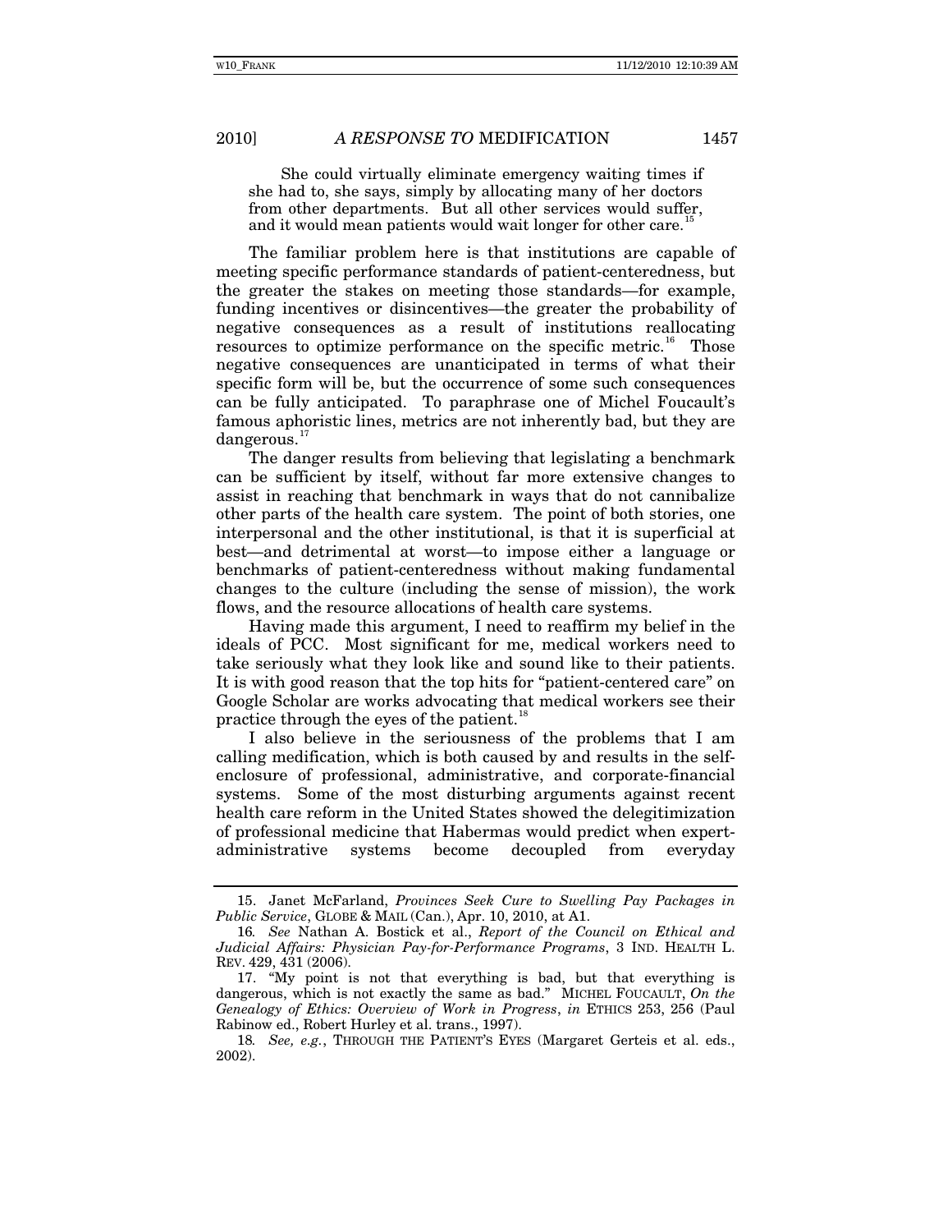> She could virtually eliminate emergency waiting times if she had to, she says, simply by allocating many of her doctors from other departments. But all other services would suffer, and it would mean patients would wait longer for other care.[15]

The familiar problem here is that institutions are capable of meeting specific performance standards of patient-centeredness, but the greater the stakes on meeting those standards—for example, funding incentives or disincentives—the greater the probability of negative consequences as a result of institutions reallocating resources to optimize performance on the specific metric.[16] Those negative consequences are unanticipated in terms of what their specific form will be, but the occurrence of some such consequences can be fully anticipated. To paraphrase one of Michel Foucault's famous aphoristic lines, metrics are not inherently bad, but they are dangerous.[17]

The danger results from believing that legislating a benchmark can be sufficient by itself, without far more extensive changes to assist in reaching that benchmark in ways that do not cannibalize other parts of the health care system. The point of both stories, one interpersonal and the other institutional, is that it is superficial at best—and detrimental at worst—to impose either a language or benchmarks of patient-centeredness without making fundamental changes to the culture (including the sense of mission), the work flows, and the resource allocations of health care systems.

Having made this argument, I need to reaffirm my belief in the ideals of PCC. Most significant for me, medical workers need to take seriously what they look like and sound like to their patients. It is with good reason that the top hits for "patient-centered care" on Google Scholar are works advocating that medical workers see their practice through the eyes of the patient.[18]

I also believe in the seriousness of the problems that I am calling medification, which is both caused by and results in the self-enclosure of professional, administrative, and corporate-financial systems. Some of the most disturbing arguments against recent health care reform in the United States showed the delegitimization of professional medicine that Habermas would predict when expert-administrative systems become decoupled from everyday

---

15. Janet McFarland, *Provinces Seek Cure to Swelling Pay Packages in Public Service*, GLOBE & MAIL (Can.), Apr. 10, 2010, at A1.

16. *See* Nathan A. Bostick et al., *Report of the Council on Ethical and Judicial Affairs: Physician Pay-for-Performance Programs*, 3 IND. HEALTH L. REV. 429, 431 (2006).

17. "My point is not that everything is bad, but that everything is dangerous, which is not exactly the same as bad." MICHEL FOUCAULT, *On the Genealogy of Ethics: Overview of Work in Progress*, *in* ETHICS 253, 256 (Paul Rabinow ed., Robert Hurley et al. trans., 1997).

18. *See, e.g.*, THROUGH THE PATIENT'S EYES (Margaret Gerteis et al. eds., 2002).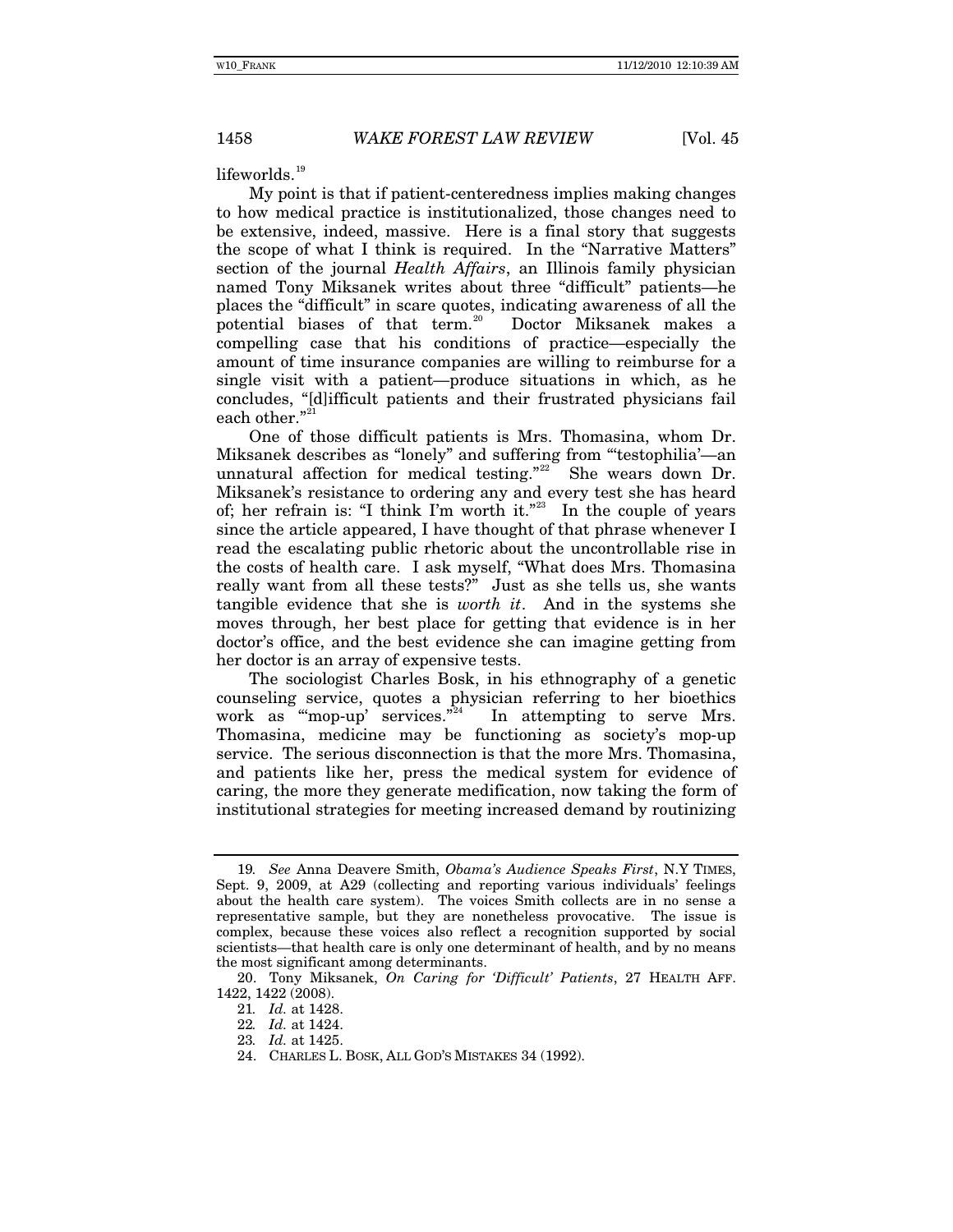lifeworlds.[19]

My point is that if patient-centeredness implies making changes to how medical practice is institutionalized, those changes need to be extensive, indeed, massive. Here is a final story that suggests the scope of what I think is required. In the "Narrative Matters" section of the journal *Health Affairs*, an Illinois family physician named Tony Miksanek writes about three "difficult" patients—he places the "difficult" in scare quotes, indicating awareness of all the potential biases of that term.[20] Doctor Miksanek makes a compelling case that his conditions of practice—especially the amount of time insurance companies are willing to reimburse for a single visit with a patient—produce situations in which, as he concludes, "[d]ifficult patients and their frustrated physicians fail each other."[21]

One of those difficult patients is Mrs. Thomasina, whom Dr. Miksanek describes as "lonely" and suffering from "'testophilia'—an unnatural affection for medical testing."[22] She wears down Dr. Miksanek's resistance to ordering any and every test she has heard of; her refrain is: "I think I'm worth it."[23] In the couple of years since the article appeared, I have thought of that phrase whenever I read the escalating public rhetoric about the uncontrollable rise in the costs of health care. I ask myself, "What does Mrs. Thomasina really want from all these tests?" Just as she tells us, she wants tangible evidence that she is *worth it*. And in the systems she moves through, her best place for getting that evidence is in her doctor's office, and the best evidence she can imagine getting from her doctor is an array of expensive tests.

The sociologist Charles Bosk, in his ethnography of a genetic counseling service, quotes a physician referring to her bioethics work as "'mop-up' services."[24] In attempting to serve Mrs. Thomasina, medicine may be functioning as society's mop-up service. The serious disconnection is that the more Mrs. Thomasina, and patients like her, press the medical system for evidence of caring, the more they generate medification, now taking the form of institutional strategies for meeting increased demand by routinizing

---

19. *See* Anna Deavere Smith, *Obama's Audience Speaks First*, N.Y TIMES, Sept. 9, 2009, at A29 (collecting and reporting various individuals' feelings about the health care system). The voices Smith collects are in no sense a representative sample, but they are nonetheless provocative. The issue is complex, because these voices also reflect a recognition supported by social scientists—that health care is only one determinant of health, and by no means the most significant among determinants.

20. Tony Miksanek, *On Caring for 'Difficult' Patients*, 27 HEALTH AFF. 1422, 1422 (2008).

21. *Id.* at 1428.

22. *Id.* at 1424.

23. *Id.* at 1425.

24. CHARLES L. BOSK, ALL GOD'S MISTAKES 34 (1992).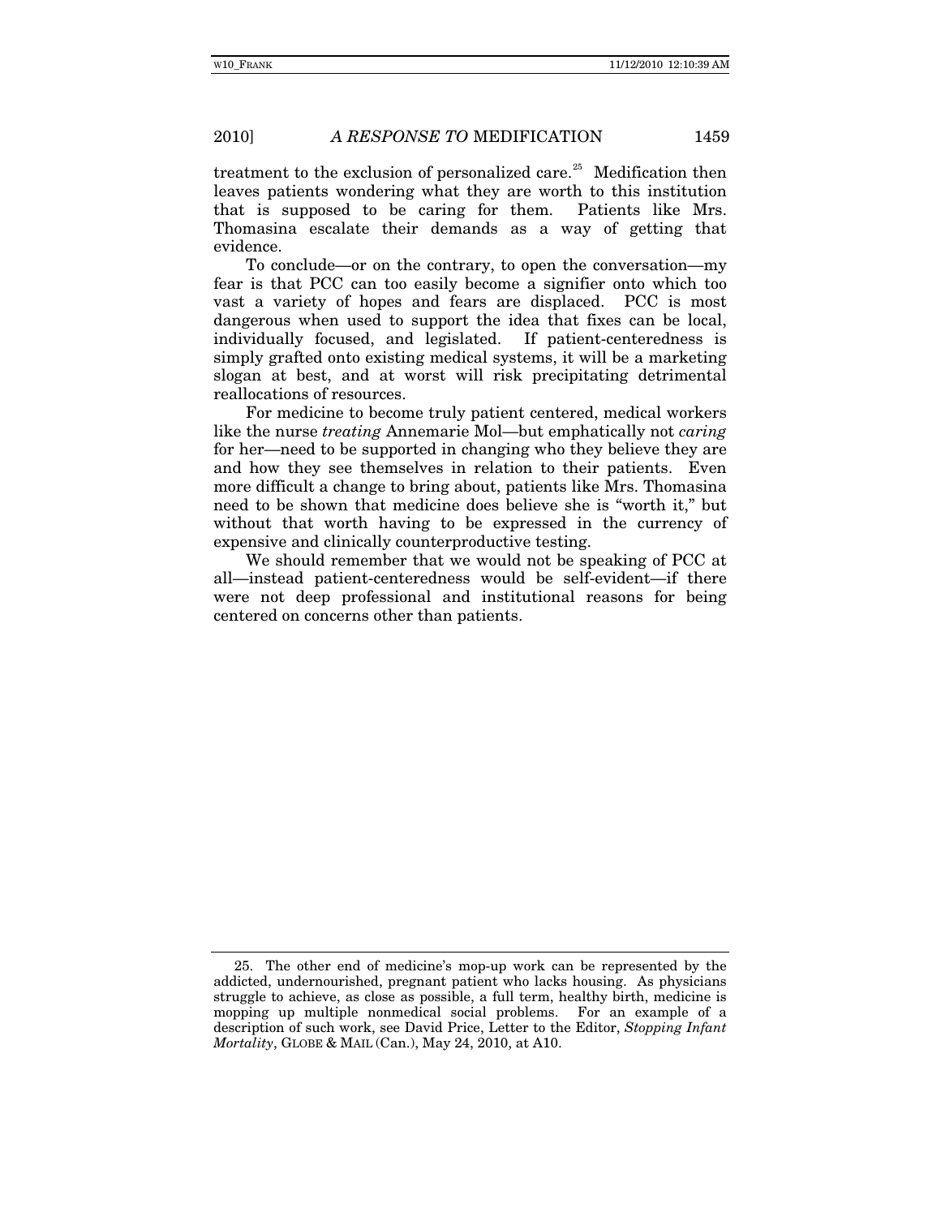treatment to the exclusion of personalized care.[25] Medification then leaves patients wondering what they are worth to this institution that is supposed to be caring for them. Patients like Mrs. Thomasina escalate their demands as a way of getting that evidence.

To conclude—or on the contrary, to open the conversation—my fear is that PCC can too easily become a signifier onto which too vast a variety of hopes and fears are displaced. PCC is most dangerous when used to support the idea that fixes can be local, individually focused, and legislated. If patient-centeredness is simply grafted onto existing medical systems, it will be a marketing slogan at best, and at worst will risk precipitating detrimental reallocations of resources.

For medicine to become truly patient centered, medical workers like the nurse *treating* Annemarie Mol—but emphatically not *caring* for her—need to be supported in changing who they believe they are and how they see themselves in relation to their patients. Even more difficult a change to bring about, patients like Mrs. Thomasina need to be shown that medicine does believe she is "worth it," but without that worth having to be expressed in the currency of expensive and clinically counterproductive testing.

We should remember that we would not be speaking of PCC at all—instead patient-centeredness would be self-evident—if there were not deep professional and institutional reasons for being centered on concerns other than patients.

---

25. The other end of medicine's mop-up work can be represented by the addicted, undernourished, pregnant patient who lacks housing. As physicians struggle to achieve, as close as possible, a full term, healthy birth, medicine is mopping up multiple nonmedical social problems. For an example of a description of such work, see David Price, Letter to the Editor, *Stopping Infant Mortality*, GLOBE & MAIL (Can.), May 24, 2010, at A10.